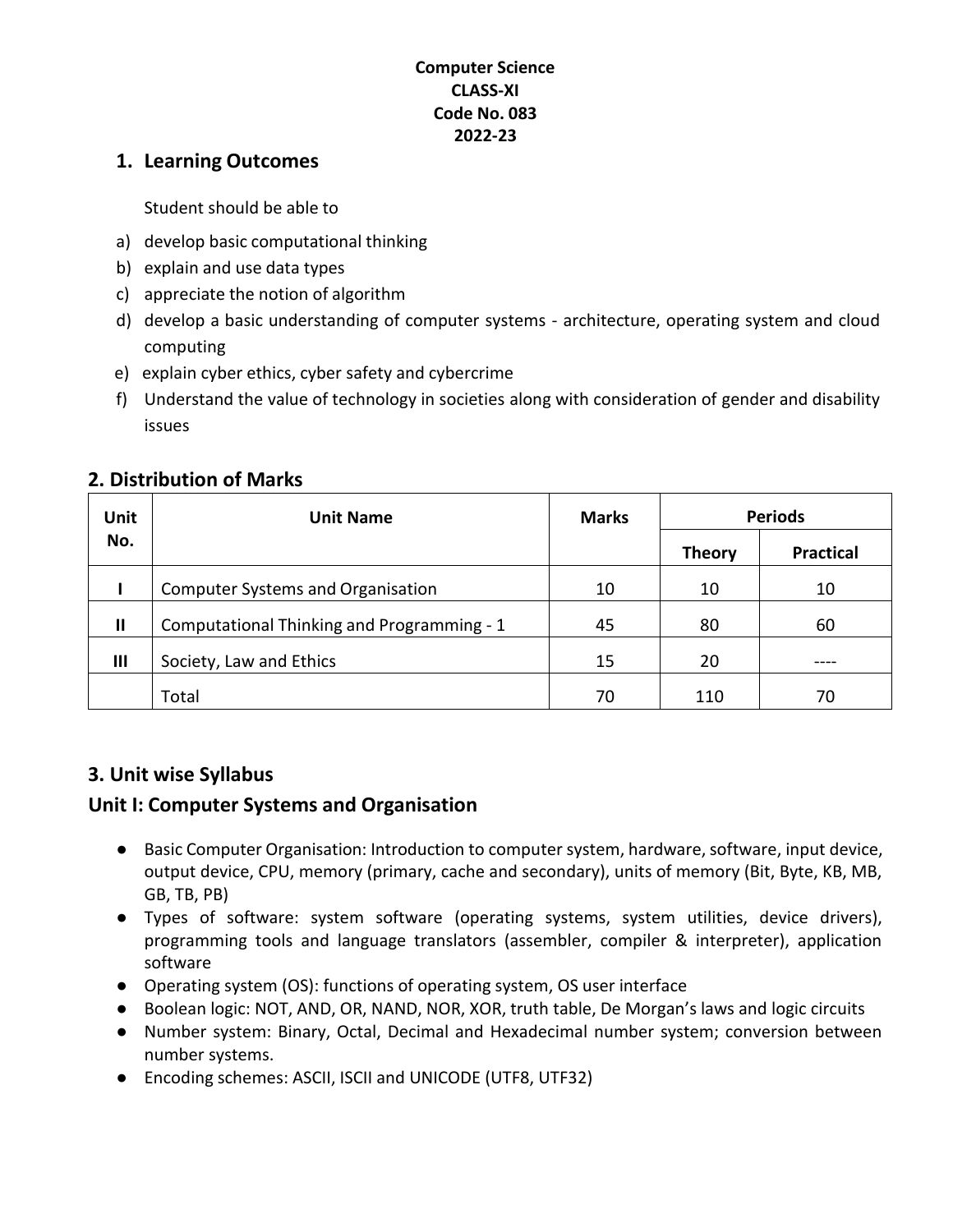**Computer Science**
**CLASS-XI**
**Code No. 083**
**2022-23**

## 1. Learning Outcomes

Student should be able to

a) develop basic computational thinking
b) explain and use data types
c) appreciate the notion of algorithm
d) develop a basic understanding of computer systems - architecture, operating system and cloud computing
e) explain cyber ethics, cyber safety and cybercrime
f) Understand the value of technology in societies along with consideration of gender and disability issues

## 2. Distribution of Marks

| Unit No. | Unit Name | Marks | Periods | |
|---|---|---|---|---|
| | | | Theory | Practical |
| I | Computer Systems and Organisation | 10 | 10 | 10 |
| II | Computational Thinking and Programming - 1 | 45 | 80 | 60 |
| III | Society, Law and Ethics | 15 | 20 | ---- |
| | Total | 70 | 110 | 70 |

## 3. Unit wise Syllabus

## Unit I: Computer Systems and Organisation

- Basic Computer Organisation: Introduction to computer system, hardware, software, input device, output device, CPU, memory (primary, cache and secondary), units of memory (Bit, Byte, KB, MB, GB, TB, PB)
- Types of software: system software (operating systems, system utilities, device drivers), programming tools and language translators (assembler, compiler & interpreter), application software
- Operating system (OS): functions of operating system, OS user interface
- Boolean logic: NOT, AND, OR, NAND, NOR, XOR, truth table, De Morgan's laws and logic circuits
- Number system: Binary, Octal, Decimal and Hexadecimal number system; conversion between number systems.
- Encoding schemes: ASCII, ISCII and UNICODE (UTF8, UTF32)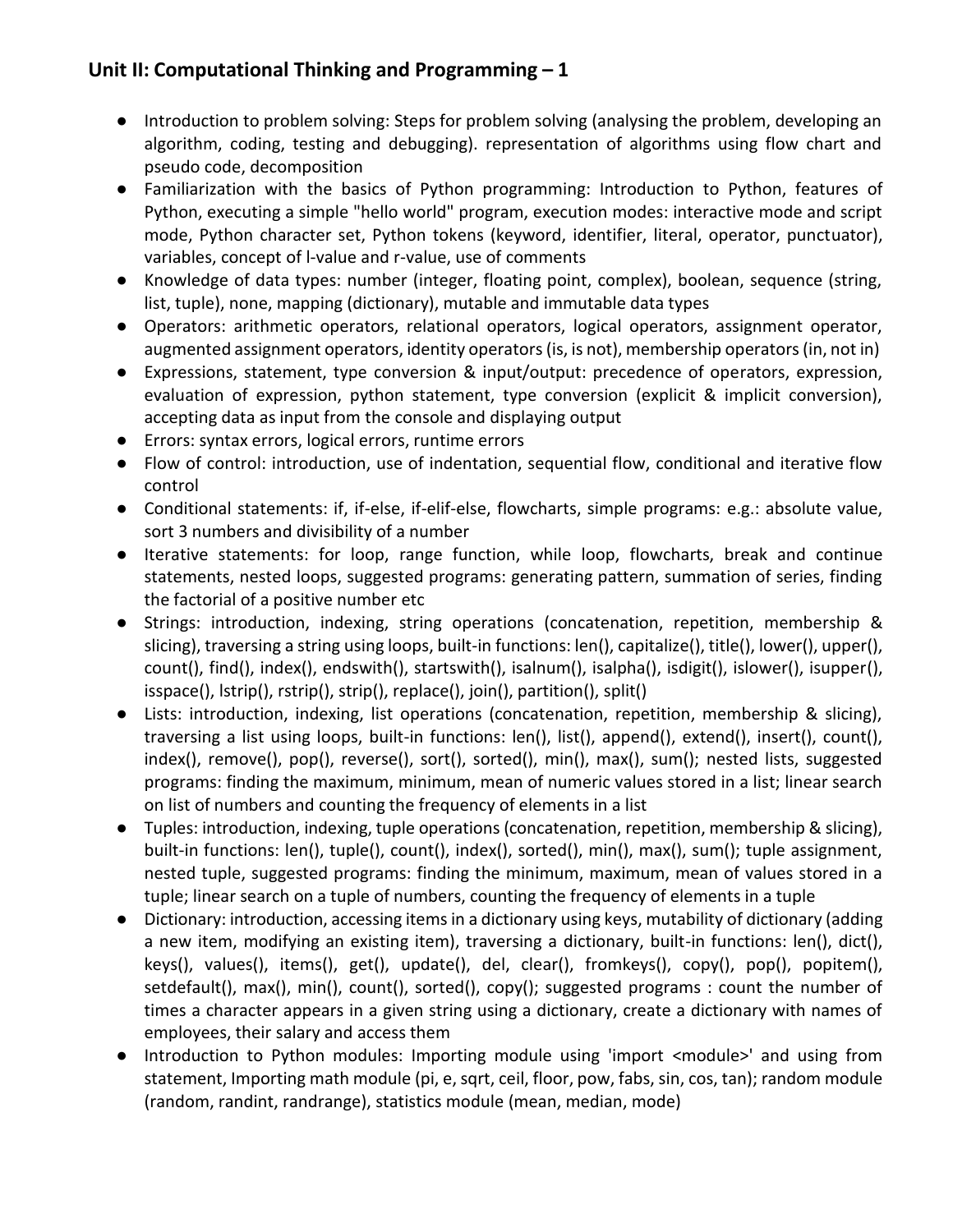## Unit II: Computational Thinking and Programming – 1

- Introduction to problem solving: Steps for problem solving (analysing the problem, developing an algorithm, coding, testing and debugging). representation of algorithms using flow chart and pseudo code, decomposition
- Familiarization with the basics of Python programming: Introduction to Python, features of Python, executing a simple "hello world" program, execution modes: interactive mode and script mode, Python character set, Python tokens (keyword, identifier, literal, operator, punctuator), variables, concept of l-value and r-value, use of comments
- Knowledge of data types: number (integer, floating point, complex), boolean, sequence (string, list, tuple), none, mapping (dictionary), mutable and immutable data types
- Operators: arithmetic operators, relational operators, logical operators, assignment operator, augmented assignment operators, identity operators (is, is not), membership operators (in, not in)
- Expressions, statement, type conversion & input/output: precedence of operators, expression, evaluation of expression, python statement, type conversion (explicit & implicit conversion), accepting data as input from the console and displaying output
- Errors: syntax errors, logical errors, runtime errors
- Flow of control: introduction, use of indentation, sequential flow, conditional and iterative flow control
- Conditional statements: if, if-else, if-elif-else, flowcharts, simple programs: e.g.: absolute value, sort 3 numbers and divisibility of a number
- Iterative statements: for loop, range function, while loop, flowcharts, break and continue statements, nested loops, suggested programs: generating pattern, summation of series, finding the factorial of a positive number etc
- Strings: introduction, indexing, string operations (concatenation, repetition, membership & slicing), traversing a string using loops, built-in functions: len(), capitalize(), title(), lower(), upper(), count(), find(), index(), endswith(), startswith(), isalnum(), isalpha(), isdigit(), islower(), isupper(), isspace(), lstrip(), rstrip(), strip(), replace(), join(), partition(), split()
- Lists: introduction, indexing, list operations (concatenation, repetition, membership & slicing), traversing a list using loops, built-in functions: len(), list(), append(), extend(), insert(), count(), index(), remove(), pop(), reverse(), sort(), sorted(), min(), max(), sum(); nested lists, suggested programs: finding the maximum, minimum, mean of numeric values stored in a list; linear search on list of numbers and counting the frequency of elements in a list
- Tuples: introduction, indexing, tuple operations (concatenation, repetition, membership & slicing), built-in functions: len(), tuple(), count(), index(), sorted(), min(), max(), sum(); tuple assignment, nested tuple, suggested programs: finding the minimum, maximum, mean of values stored in a tuple; linear search on a tuple of numbers, counting the frequency of elements in a tuple
- Dictionary: introduction, accessing items in a dictionary using keys, mutability of dictionary (adding a new item, modifying an existing item), traversing a dictionary, built-in functions: len(), dict(), keys(), values(), items(), get(), update(), del, clear(), fromkeys(), copy(), pop(), popitem(), setdefault(), max(), min(), count(), sorted(), copy(); suggested programs : count the number of times a character appears in a given string using a dictionary, create a dictionary with names of employees, their salary and access them
- Introduction to Python modules: Importing module using 'import <module>' and using from statement, Importing math module (pi, e, sqrt, ceil, floor, pow, fabs, sin, cos, tan); random module (random, randint, randrange), statistics module (mean, median, mode)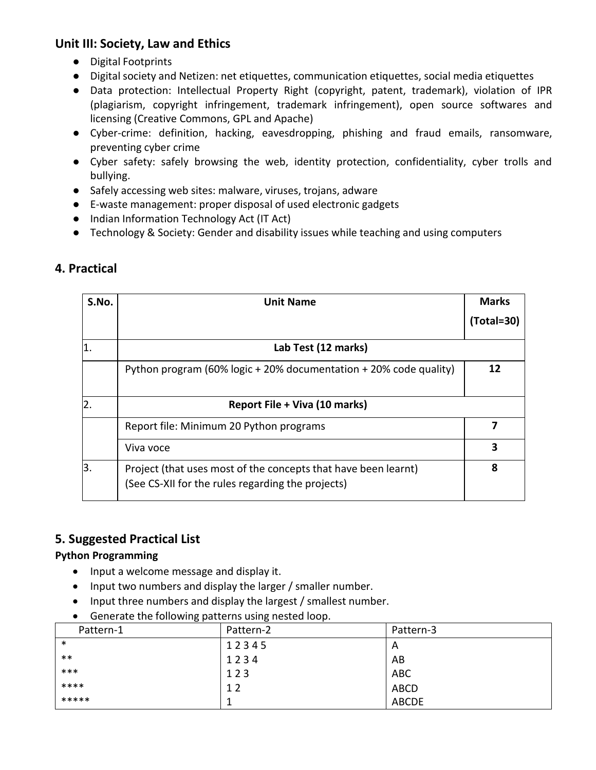## Unit III: Society, Law and Ethics

- Digital Footprints
- Digital society and Netizen: net etiquettes, communication etiquettes, social media etiquettes
- Data protection: Intellectual Property Right (copyright, patent, trademark), violation of IPR (plagiarism, copyright infringement, trademark infringement), open source softwares and licensing (Creative Commons, GPL and Apache)
- Cyber-crime: definition, hacking, eavesdropping, phishing and fraud emails, ransomware, preventing cyber crime
- Cyber safety: safely browsing the web, identity protection, confidentiality, cyber trolls and bullying.
- Safely accessing web sites: malware, viruses, trojans, adware
- E-waste management: proper disposal of used electronic gadgets
- Indian Information Technology Act (IT Act)
- Technology & Society: Gender and disability issues while teaching and using computers

## 4. Practical

| S.No. | Unit Name | Marks (Total=30) |
|---|---|---|
| 1. | **Lab Test (12 marks)** | |
| | Python program (60% logic + 20% documentation + 20% code quality) | **12** |
| 2. | **Report File + Viva (10 marks)** | |
| | Report file: Minimum 20 Python programs | **7** |
| | Viva voce | **3** |
| 3. | Project (that uses most of the concepts that have been learnt)<br>(See CS-XII for the rules regarding the projects) | **8** |

## 5. Suggested Practical List

**Python Programming**

- Input a welcome message and display it.
- Input two numbers and display the larger / smaller number.
- Input three numbers and display the largest / smallest number.
- Generate the following patterns using nested loop.

| Pattern-1 | Pattern-2 | Pattern-3 |
|---|---|---|
| * | 1 2 3 4 5 | A |
| ** | 1 2 3 4 | AB |
| *** | 1 2 3 | ABC |
| **** | 1 2 | ABCD |
| ***** | 1 | ABCDE |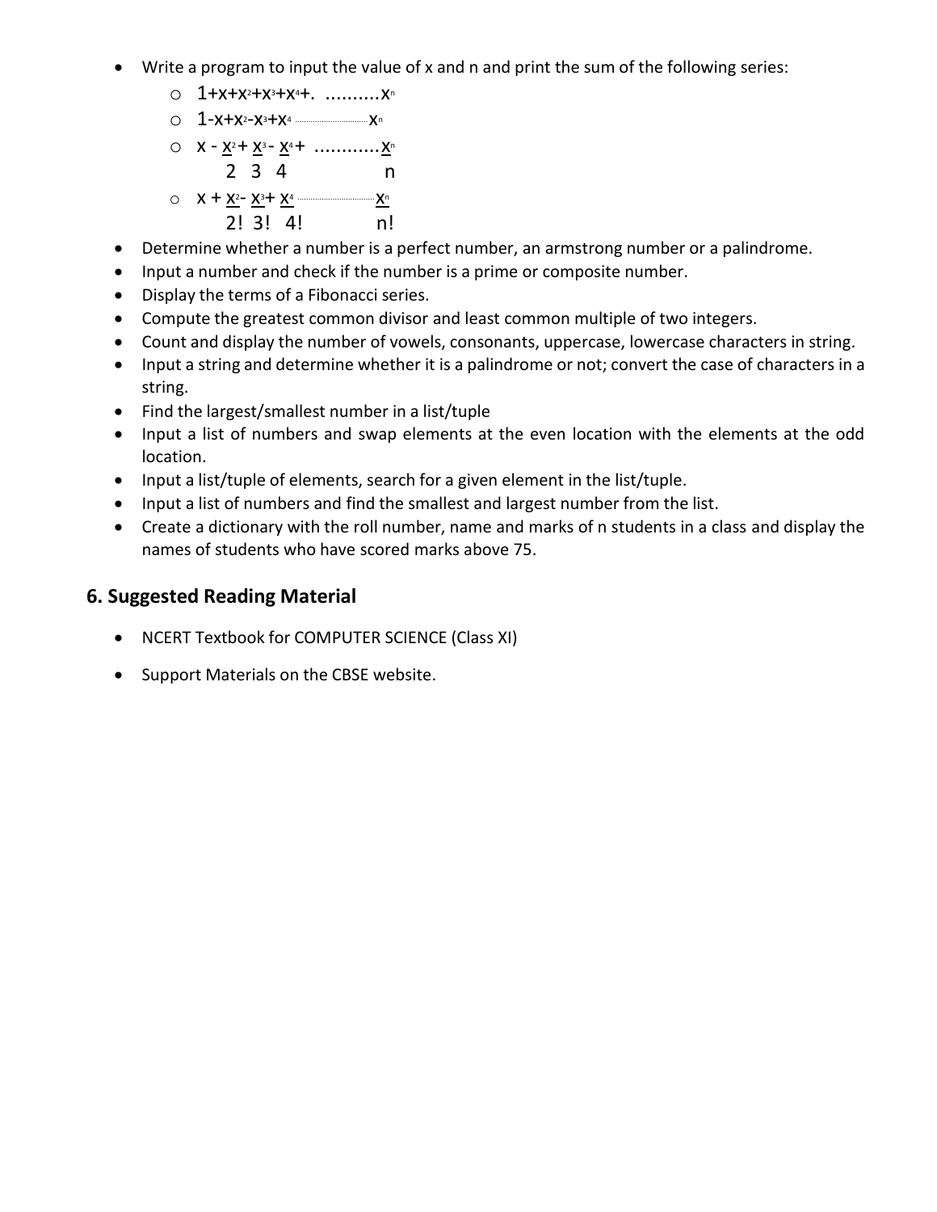- Write a program to input the value of x and n and print the sum of the following series:
  - $1+x+x^2+x^3+x^4+ \dots\dots\dots\dots x^n$
  - $1-x+x^2-x^3+x^4 \dots\dots\dots\dots x^n$
  - $x - \frac{x^2}{2} + \frac{x^3}{3} - \frac{x^4}{4} + \dots\dots\dots\dots \frac{x^n}{n}$
  - $x + \frac{x^2}{2!} - \frac{x^3}{3!} + \frac{x^4}{4!} \dots\dots\dots\dots \frac{x^n}{n!}$
- Determine whether a number is a perfect number, an armstrong number or a palindrome.
- Input a number and check if the number is a prime or composite number.
- Display the terms of a Fibonacci series.
- Compute the greatest common divisor and least common multiple of two integers.
- Count and display the number of vowels, consonants, uppercase, lowercase characters in string.
- Input a string and determine whether it is a palindrome or not; convert the case of characters in a string.
- Find the largest/smallest number in a list/tuple
- Input a list of numbers and swap elements at the even location with the elements at the odd location.
- Input a list/tuple of elements, search for a given element in the list/tuple.
- Input a list of numbers and find the smallest and largest number from the list.
- Create a dictionary with the roll number, name and marks of n students in a class and display the names of students who have scored marks above 75.

## 6. Suggested Reading Material

- NCERT Textbook for COMPUTER SCIENCE (Class XI)
- Support Materials on the CBSE website.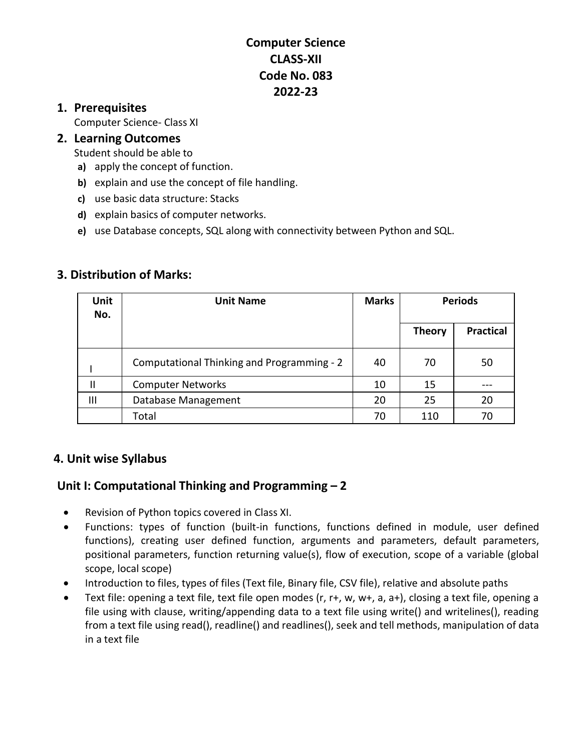# Computer Science
# CLASS-XII
# Code No. 083
# 2022-23

## 1. Prerequisites

Computer Science- Class XI

## 2. Learning Outcomes

Student should be able to

- **a)** apply the concept of function.
- **b)** explain and use the concept of file handling.
- **c)** use basic data structure: Stacks
- **d)** explain basics of computer networks.
- **e)** use Database concepts, SQL along with connectivity between Python and SQL.

## 3. Distribution of Marks:

| Unit No. | Unit Name | Marks | Periods | |
|---|---|---|---|---|
| | | | Theory | Practical |
| I | Computational Thinking and Programming - 2 | 40 | 70 | 50 |
| II | Computer Networks | 10 | 15 | --- |
| III | Database Management | 20 | 25 | 20 |
| | Total | 70 | 110 | 70 |

## 4. Unit wise Syllabus

## Unit I: Computational Thinking and Programming – 2

- Revision of Python topics covered in Class XI.
- Functions: types of function (built-in functions, functions defined in module, user defined functions), creating user defined function, arguments and parameters, default parameters, positional parameters, function returning value(s), flow of execution, scope of a variable (global scope, local scope)
- Introduction to files, types of files (Text file, Binary file, CSV file), relative and absolute paths
- Text file: opening a text file, text file open modes (r, r+, w, w+, a, a+), closing a text file, opening a file using with clause, writing/appending data to a text file using write() and writelines(), reading from a text file using read(), readline() and readlines(), seek and tell methods, manipulation of data in a text file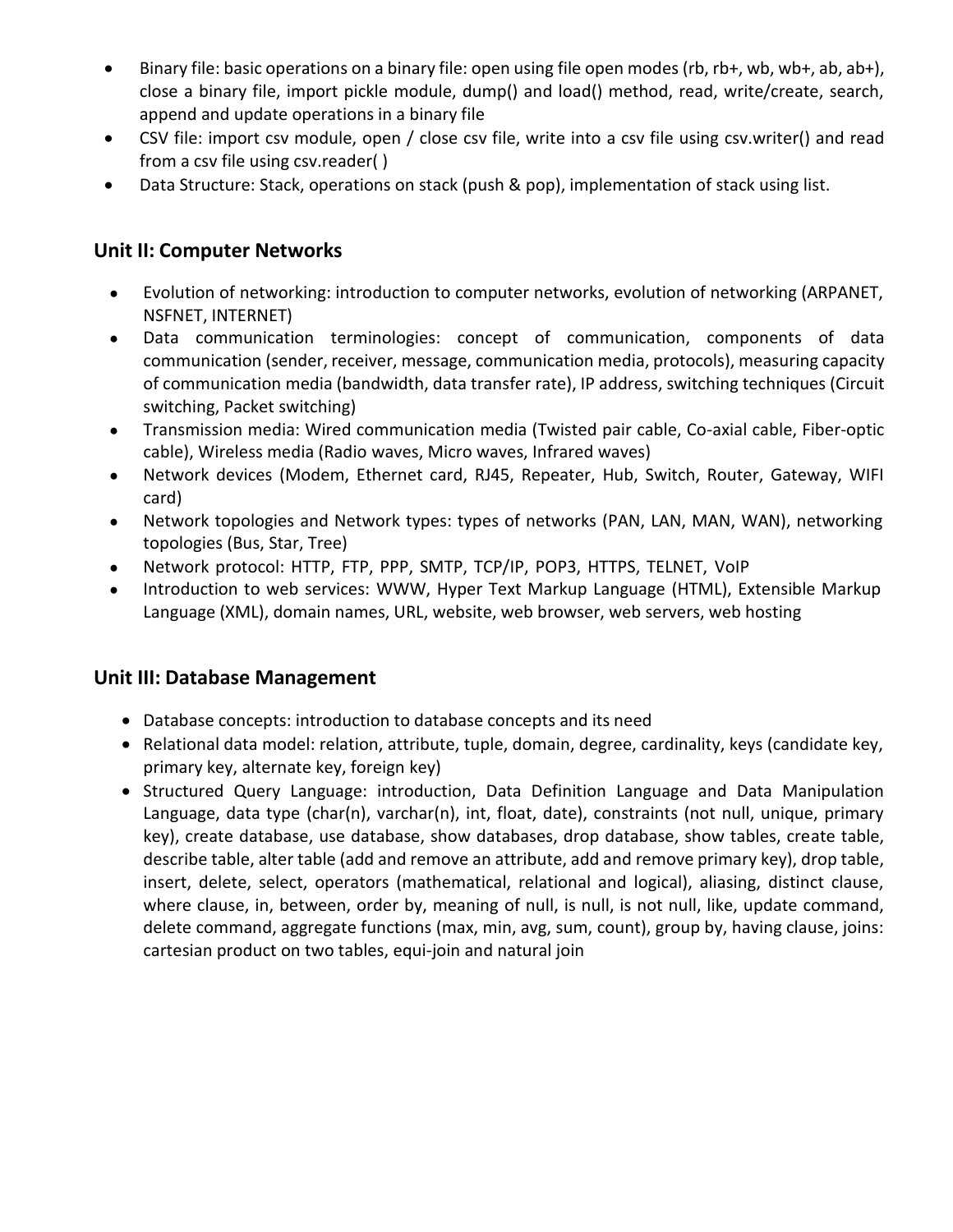- Binary file: basic operations on a binary file: open using file open modes (rb, rb+, wb, wb+, ab, ab+), close a binary file, import pickle module, dump() and load() method, read, write/create, search, append and update operations in a binary file
- CSV file: import csv module, open / close csv file, write into a csv file using csv.writer() and read from a csv file using csv.reader( )
- Data Structure: Stack, operations on stack (push & pop), implementation of stack using list.

## Unit II: Computer Networks

- Evolution of networking: introduction to computer networks, evolution of networking (ARPANET, NSFNET, INTERNET)
- Data communication terminologies: concept of communication, components of data communication (sender, receiver, message, communication media, protocols), measuring capacity of communication media (bandwidth, data transfer rate), IP address, switching techniques (Circuit switching, Packet switching)
- Transmission media: Wired communication media (Twisted pair cable, Co-axial cable, Fiber-optic cable), Wireless media (Radio waves, Micro waves, Infrared waves)
- Network devices (Modem, Ethernet card, RJ45, Repeater, Hub, Switch, Router, Gateway, WIFI card)
- Network topologies and Network types: types of networks (PAN, LAN, MAN, WAN), networking topologies (Bus, Star, Tree)
- Network protocol: HTTP, FTP, PPP, SMTP, TCP/IP, POP3, HTTPS, TELNET, VoIP
- Introduction to web services: WWW, Hyper Text Markup Language (HTML), Extensible Markup Language (XML), domain names, URL, website, web browser, web servers, web hosting

## Unit III: Database Management

- Database concepts: introduction to database concepts and its need
- Relational data model: relation, attribute, tuple, domain, degree, cardinality, keys (candidate key, primary key, alternate key, foreign key)
- Structured Query Language: introduction, Data Definition Language and Data Manipulation Language, data type (char(n), varchar(n), int, float, date), constraints (not null, unique, primary key), create database, use database, show databases, drop database, show tables, create table, describe table, alter table (add and remove an attribute, add and remove primary key), drop table, insert, delete, select, operators (mathematical, relational and logical), aliasing, distinct clause, where clause, in, between, order by, meaning of null, is null, is not null, like, update command, delete command, aggregate functions (max, min, avg, sum, count), group by, having clause, joins: cartesian product on two tables, equi-join and natural join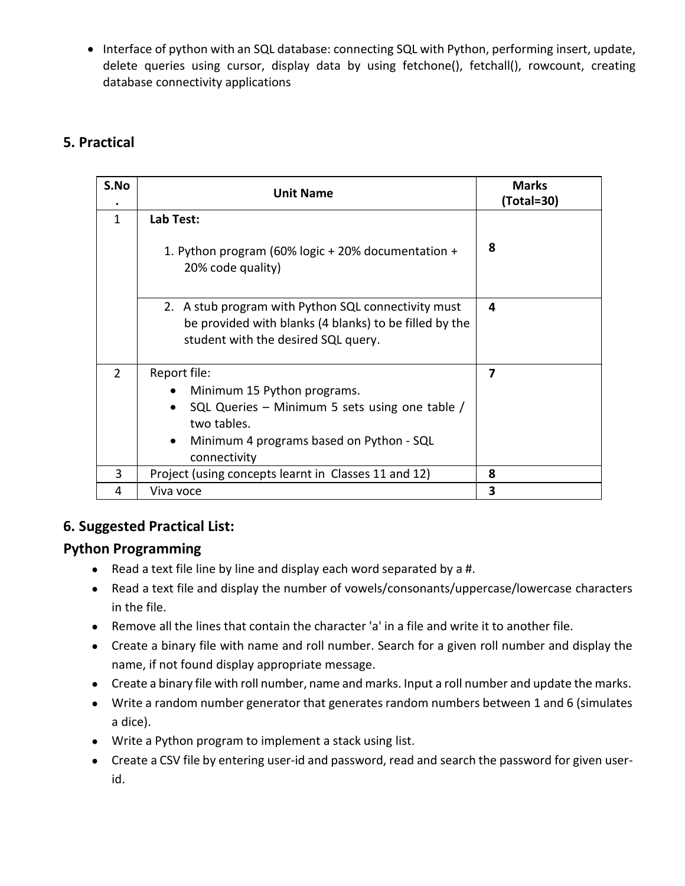- Interface of python with an SQL database: connecting SQL with Python, performing insert, update, delete queries using cursor, display data by using fetchone(), fetchall(), rowcount, creating database connectivity applications

## 5. Practical

| S.No. | Unit Name | Marks (Total=30) |
|---|---|---|
| 1 | **Lab Test:**<br><br>1. Python program (60% logic + 20% documentation + 20% code quality) | **8** |
| | 2. A stub program with Python SQL connectivity must be provided with blanks (4 blanks) to be filled by the student with the desired SQL query. | **4** |
| 2 | Report file:<br>• Minimum 15 Python programs.<br>• SQL Queries – Minimum 5 sets using one table / two tables.<br>• Minimum 4 programs based on Python - SQL connectivity | **7** |
| 3 | Project (using concepts learnt in Classes 11 and 12) | **8** |
| 4 | Viva voce | **3** |

## 6. Suggested Practical List:

### Python Programming

- Read a text file line by line and display each word separated by a #.
- Read a text file and display the number of vowels/consonants/uppercase/lowercase characters in the file.
- Remove all the lines that contain the character 'a' in a file and write it to another file.
- Create a binary file with name and roll number. Search for a given roll number and display the name, if not found display appropriate message.
- Create a binary file with roll number, name and marks. Input a roll number and update the marks.
- Write a random number generator that generates random numbers between 1 and 6 (simulates a dice).
- Write a Python program to implement a stack using list.
- Create a CSV file by entering user-id and password, read and search the password for given user-id.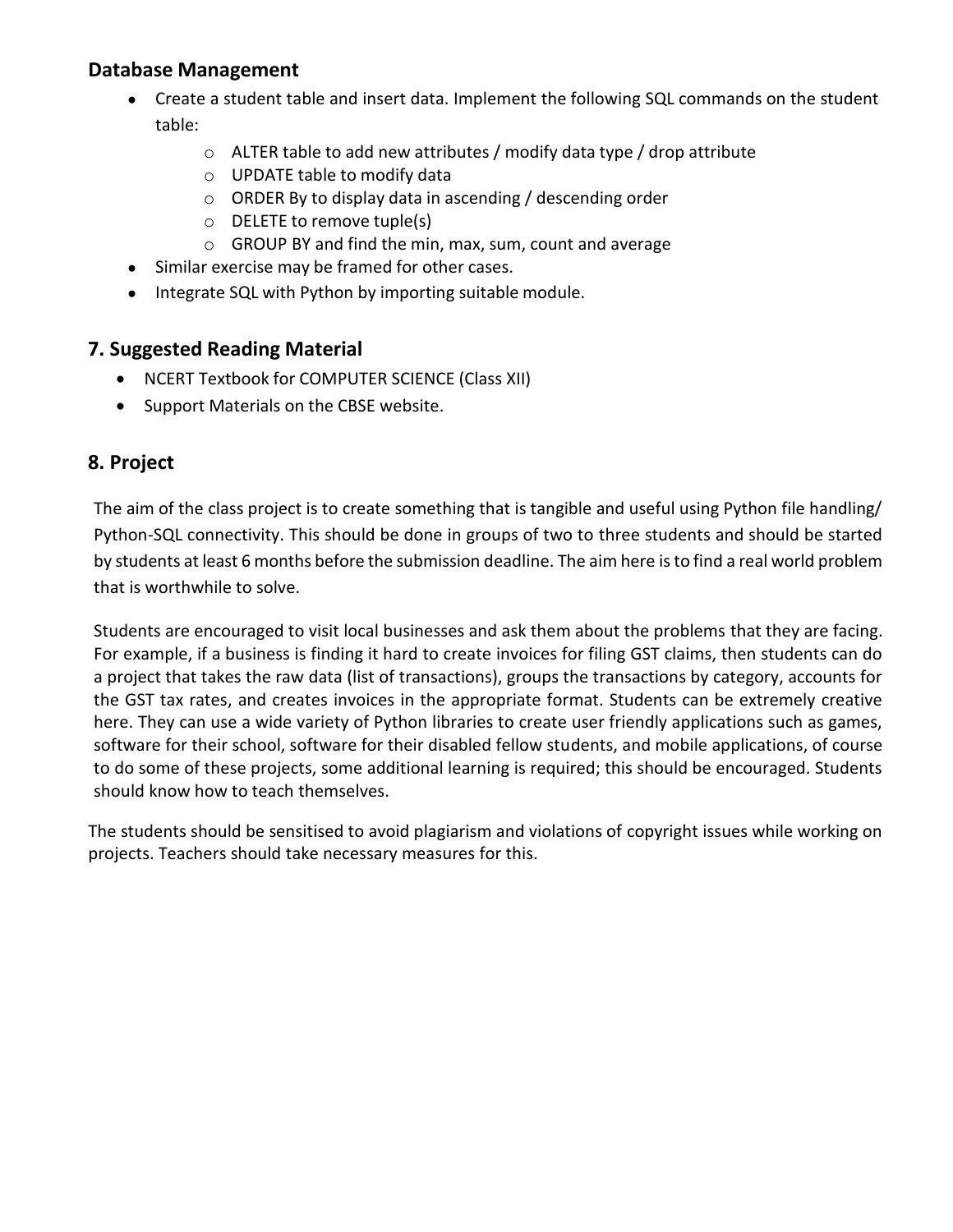### Database Management

- Create a student table and insert data. Implement the following SQL commands on the student table:
  - ALTER table to add new attributes / modify data type / drop attribute
  - UPDATE table to modify data
  - ORDER By to display data in ascending / descending order
  - DELETE to remove tuple(s)
  - GROUP BY and find the min, max, sum, count and average
- Similar exercise may be framed for other cases.
- Integrate SQL with Python by importing suitable module.

## 7. Suggested Reading Material

- NCERT Textbook for COMPUTER SCIENCE (Class XII)
- Support Materials on the CBSE website.

## 8. Project

The aim of the class project is to create something that is tangible and useful using Python file handling/ Python-SQL connectivity. This should be done in groups of two to three students and should be started by students at least 6 months before the submission deadline. The aim here is to find a real world problem that is worthwhile to solve.

Students are encouraged to visit local businesses and ask them about the problems that they are facing. For example, if a business is finding it hard to create invoices for filing GST claims, then students can do a project that takes the raw data (list of transactions), groups the transactions by category, accounts for the GST tax rates, and creates invoices in the appropriate format. Students can be extremely creative here. They can use a wide variety of Python libraries to create user friendly applications such as games, software for their school, software for their disabled fellow students, and mobile applications, of course to do some of these projects, some additional learning is required; this should be encouraged. Students should know how to teach themselves.

The students should be sensitised to avoid plagiarism and violations of copyright issues while working on projects. Teachers should take necessary measures for this.